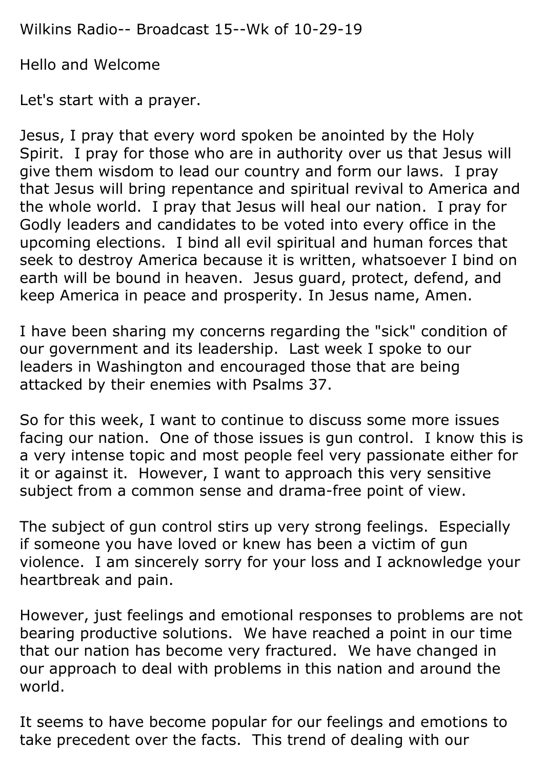Wilkins Radio-- Broadcast 15--Wk of 10-29-19

Hello and Welcome

Let's start with a prayer.

Jesus, I pray that every word spoken be anointed by the Holy Spirit. I pray for those who are in authority over us that Jesus will give them wisdom to lead our country and form our laws. I pray that Jesus will bring repentance and spiritual revival to America and the whole world. I pray that Jesus will heal our nation. I pray for Godly leaders and candidates to be voted into every office in the upcoming elections. I bind all evil spiritual and human forces that seek to destroy America because it is written, whatsoever I bind on earth will be bound in heaven. Jesus guard, protect, defend, and keep America in peace and prosperity. In Jesus name, Amen.

I have been sharing my concerns regarding the "sick" condition of our government and its leadership. Last week I spoke to our leaders in Washington and encouraged those that are being attacked by their enemies with Psalms 37.

So for this week, I want to continue to discuss some more issues facing our nation. One of those issues is gun control. I know this is a very intense topic and most people feel very passionate either for it or against it. However, I want to approach this very sensitive subject from a common sense and drama-free point of view.

The subject of gun control stirs up very strong feelings. Especially if someone you have loved or knew has been a victim of gun violence. I am sincerely sorry for your loss and I acknowledge your heartbreak and pain.

However, just feelings and emotional responses to problems are not bearing productive solutions. We have reached a point in our time that our nation has become very fractured. We have changed in our approach to deal with problems in this nation and around the world.

It seems to have become popular for our feelings and emotions to take precedent over the facts. This trend of dealing with our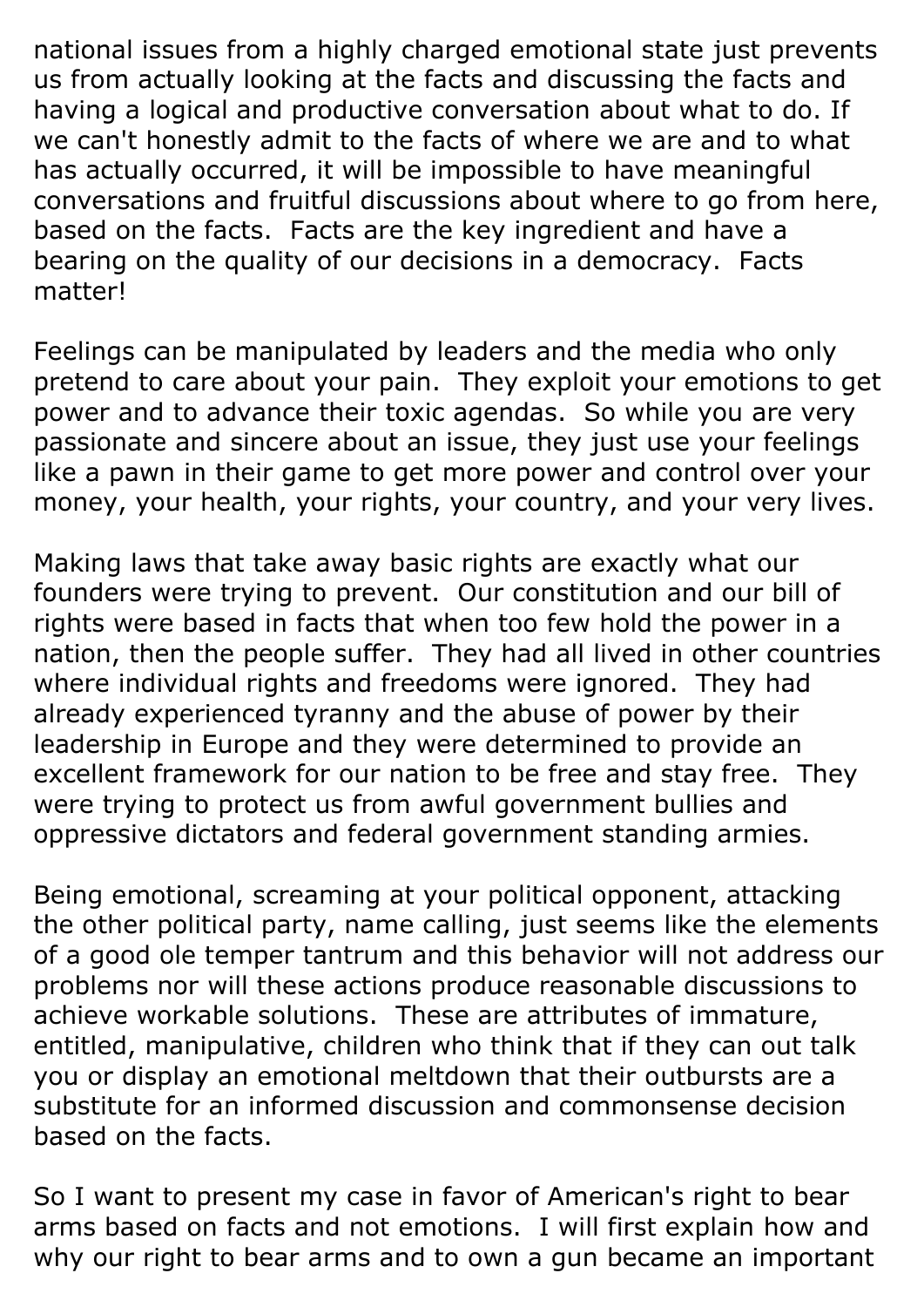national issues from a highly charged emotional state just prevents us from actually looking at the facts and discussing the facts and having a logical and productive conversation about what to do. If we can't honestly admit to the facts of where we are and to what has actually occurred, it will be impossible to have meaningful conversations and fruitful discussions about where to go from here, based on the facts. Facts are the key ingredient and have a bearing on the quality of our decisions in a democracy. Facts matter!

Feelings can be manipulated by leaders and the media who only pretend to care about your pain. They exploit your emotions to get power and to advance their toxic agendas. So while you are very passionate and sincere about an issue, they just use your feelings like a pawn in their game to get more power and control over your money, your health, your rights, your country, and your very lives.

Making laws that take away basic rights are exactly what our founders were trying to prevent. Our constitution and our bill of rights were based in facts that when too few hold the power in a nation, then the people suffer. They had all lived in other countries where individual rights and freedoms were ignored. They had already experienced tyranny and the abuse of power by their leadership in Europe and they were determined to provide an excellent framework for our nation to be free and stay free. They were trying to protect us from awful government bullies and oppressive dictators and federal government standing armies.

Being emotional, screaming at your political opponent, attacking the other political party, name calling, just seems like the elements of a good ole temper tantrum and this behavior will not address our problems nor will these actions produce reasonable discussions to achieve workable solutions. These are attributes of immature, entitled, manipulative, children who think that if they can out talk you or display an emotional meltdown that their outbursts are a substitute for an informed discussion and commonsense decision based on the facts.

So I want to present my case in favor of American's right to bear arms based on facts and not emotions. I will first explain how and why our right to bear arms and to own a gun became an important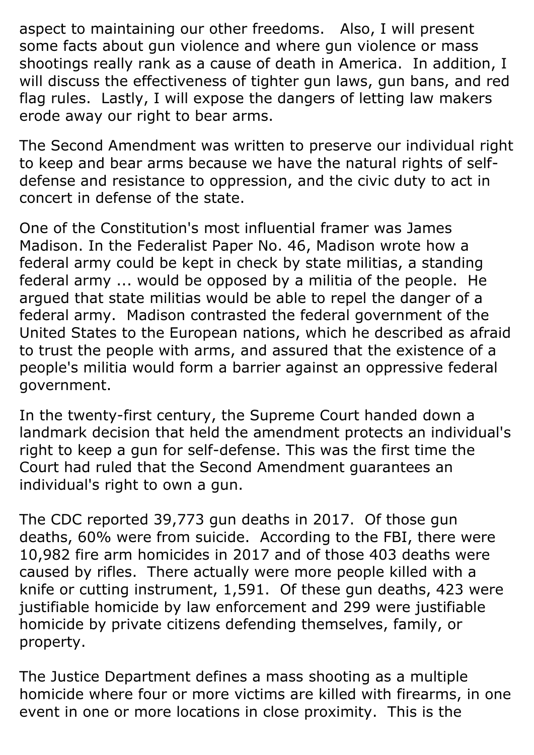aspect to maintaining our other freedoms. Also, I will present some facts about gun violence and where gun violence or mass shootings really rank as a cause of death in America. In addition, I will discuss the effectiveness of tighter gun laws, gun bans, and red flag rules. Lastly, I will expose the dangers of letting law makers erode away our right to bear arms.

The Second Amendment was written to preserve our individual right to keep and bear arms because we have the natural rights of self-defense and resistance to oppression, and the civic duty to act in concert in defense of the state.

One of the Constitution's most influential framer was James Madison. In the Federalist Paper No. 46, Madison wrote how a federal army could be kept in check by state militias, a standing federal army ... would be opposed by a militia of the people. He argued that state militias would be able to repel the danger of a federal army. Madison contrasted the federal government of the United States to the European nations, which he described as afraid to trust the people with arms, and assured that the existence of a people's militia would form a barrier against an oppressive federal government.

In the twenty-first century, the Supreme Court handed down a landmark decision that held the amendment protects an individual's right to keep a gun for self-defense. This was the first time the Court had ruled that the Second Amendment guarantees an individual's right to own a gun.

The CDC reported 39,773 gun deaths in 2017. Of those gun deaths, 60% were from suicide. According to the FBI, there were 10,982 fire arm homicides in 2017 and of those 403 deaths were caused by rifles. There actually were more people killed with a knife or cutting instrument, 1,591. Of these gun deaths, 423 were justifiable homicide by law enforcement and 299 were justifiable homicide by private citizens defending themselves, family, or property.

The Justice Department defines a mass shooting as a multiple homicide where four or more victims are killed with firearms, in one event in one or more locations in close proximity. This is the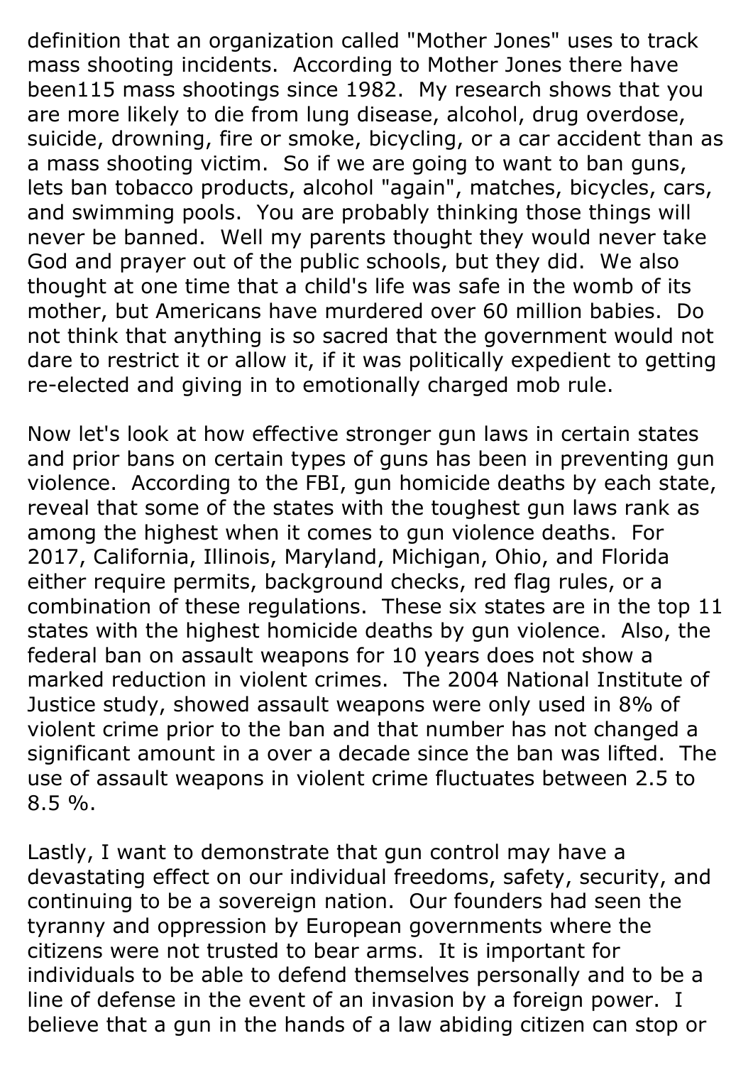definition that an organization called "Mother Jones" uses to track mass shooting incidents. According to Mother Jones there have been115 mass shootings since 1982. My research shows that you are more likely to die from lung disease, alcohol, drug overdose, suicide, drowning, fire or smoke, bicycling, or a car accident than as a mass shooting victim. So if we are going to want to ban guns, lets ban tobacco products, alcohol "again", matches, bicycles, cars, and swimming pools. You are probably thinking those things will never be banned. Well my parents thought they would never take God and prayer out of the public schools, but they did. We also thought at one time that a child's life was safe in the womb of its mother, but Americans have murdered over 60 million babies. Do not think that anything is so sacred that the government would not dare to restrict it or allow it, if it was politically expedient to getting re-elected and giving in to emotionally charged mob rule.

Now let's look at how effective stronger gun laws in certain states and prior bans on certain types of guns has been in preventing gun violence. According to the FBI, gun homicide deaths by each state, reveal that some of the states with the toughest gun laws rank as among the highest when it comes to gun violence deaths. For 2017, California, Illinois, Maryland, Michigan, Ohio, and Florida either require permits, background checks, red flag rules, or a combination of these regulations. These six states are in the top 11 states with the highest homicide deaths by gun violence. Also, the federal ban on assault weapons for 10 years does not show a marked reduction in violent crimes. The 2004 National Institute of Justice study, showed assault weapons were only used in 8% of violent crime prior to the ban and that number has not changed a significant amount in a over a decade since the ban was lifted. The use of assault weapons in violent crime fluctuates between 2.5 to 8.5 %.

Lastly, I want to demonstrate that gun control may have a devastating effect on our individual freedoms, safety, security, and continuing to be a sovereign nation. Our founders had seen the tyranny and oppression by European governments where the citizens were not trusted to bear arms. It is important for individuals to be able to defend themselves personally and to be a line of defense in the event of an invasion by a foreign power. I believe that a gun in the hands of a law abiding citizen can stop or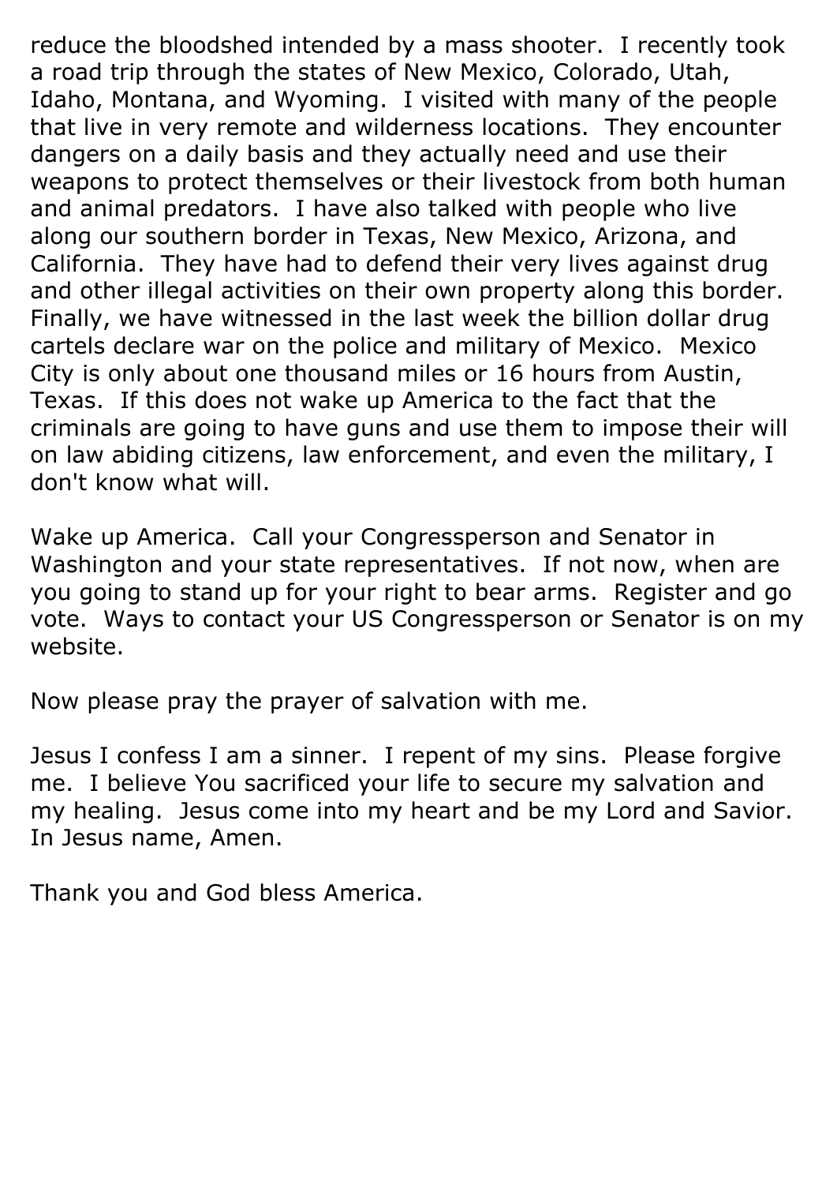reduce the bloodshed intended by a mass shooter. I recently took a road trip through the states of New Mexico, Colorado, Utah, Idaho, Montana, and Wyoming. I visited with many of the people that live in very remote and wilderness locations. They encounter dangers on a daily basis and they actually need and use their weapons to protect themselves or their livestock from both human and animal predators. I have also talked with people who live along our southern border in Texas, New Mexico, Arizona, and California. They have had to defend their very lives against drug and other illegal activities on their own property along this border. Finally, we have witnessed in the last week the billion dollar drug cartels declare war on the police and military of Mexico. Mexico City is only about one thousand miles or 16 hours from Austin, Texas. If this does not wake up America to the fact that the criminals are going to have guns and use them to impose their will on law abiding citizens, law enforcement, and even the military, I don't know what will.

Wake up America. Call your Congressperson and Senator in Washington and your state representatives. If not now, when are you going to stand up for your right to bear arms. Register and go vote. Ways to contact your US Congressperson or Senator is on my website.

Now please pray the prayer of salvation with me.

Jesus I confess I am a sinner. I repent of my sins. Please forgive me. I believe You sacrificed your life to secure my salvation and my healing. Jesus come into my heart and be my Lord and Savior. In Jesus name, Amen.

Thank you and God bless America.